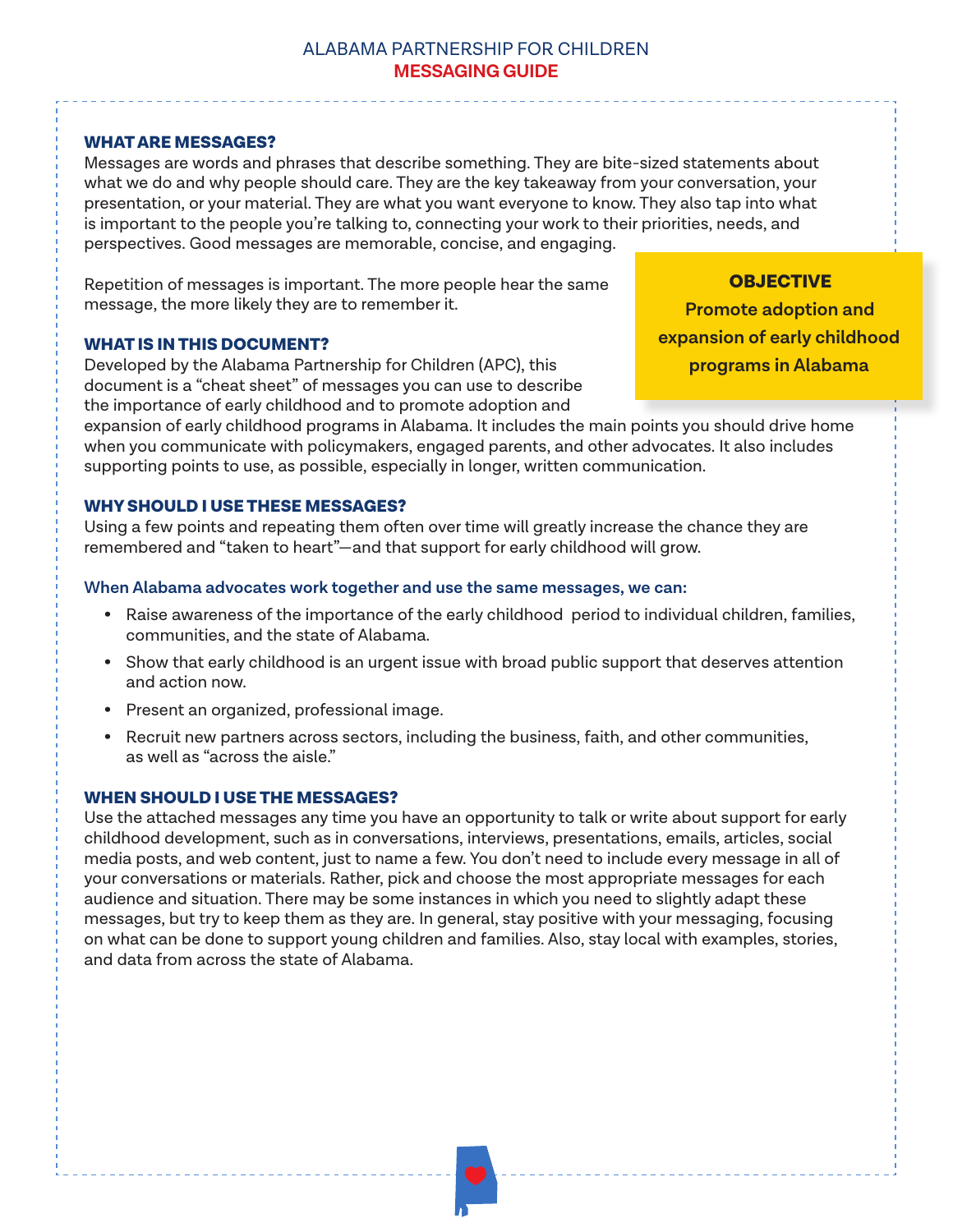ALABAMA PARTNERSHIP FOR CHILDREN

# MESSAGING GUIDE

### WHAT ARE MESSAGES?

Messages are words and phrases that describe something. They are bite-sized statements about what we do and why people should care. They are the key takeaway from your conversation, your presentation, or your material. They are what you want everyone to know. They also tap into what is important to the people you're talking to, connecting your work to their priorities, needs, and perspectives. Good messages are memorable, concise, and engaging.

Repetition of messages is important. The more people hear the same message, the more likely they are to remember it.

> **OBJECTIVE**
>
> **Promote adoption and expansion of early childhood programs in Alabama**

### WHAT IS IN THIS DOCUMENT?

Developed by the Alabama Partnership for Children (APC), this document is a "cheat sheet" of messages you can use to describe the importance of early childhood and to promote adoption and expansion of early childhood programs in Alabama. It includes the main points you should drive home when you communicate with policymakers, engaged parents, and other advocates. It also includes supporting points to use, as possible, especially in longer, written communication.

### WHY SHOULD I USE THESE MESSAGES?

Using a few points and repeating them often over time will greatly increase the chance they are remembered and "taken to heart"—and that support for early childhood will grow.

**When Alabama advocates work together and use the same messages, we can:**

- Raise awareness of the importance of the early childhood period to individual children, families, communities, and the state of Alabama.
- Show that early childhood is an urgent issue with broad public support that deserves attention and action now.
- Present an organized, professional image.
- Recruit new partners across sectors, including the business, faith, and other communities, as well as "across the aisle."

### WHEN SHOULD I USE THE MESSAGES?

Use the attached messages any time you have an opportunity to talk or write about support for early childhood development, such as in conversations, interviews, presentations, emails, articles, social media posts, and web content, just to name a few. You don't need to include every message in all of your conversations or materials. Rather, pick and choose the most appropriate messages for each audience and situation. There may be some instances in which you need to slightly adapt these messages, but try to keep them as they are. In general, stay positive with your messaging, focusing on what can be done to support young children and families. Also, stay local with examples, stories, and data from across the state of Alabama.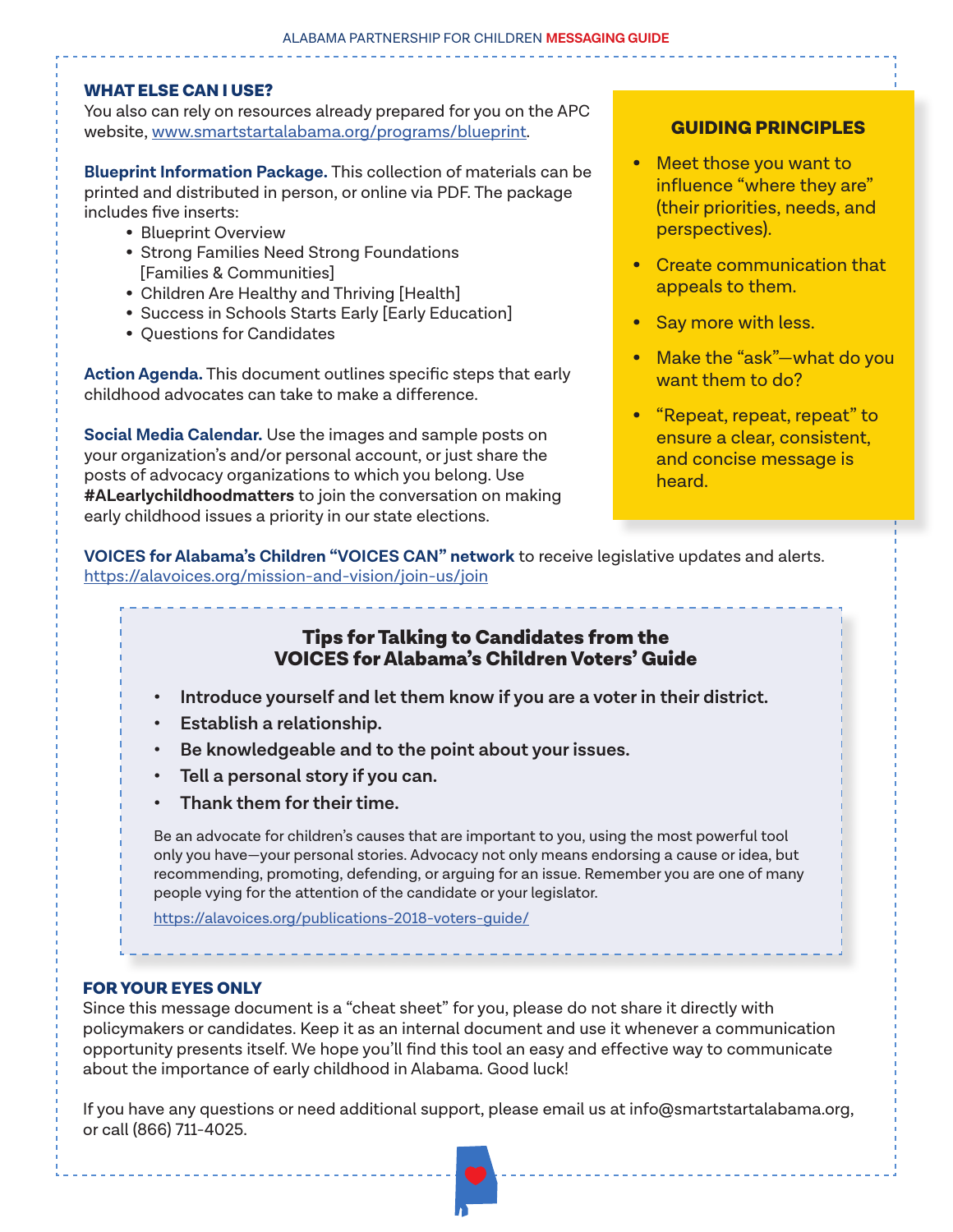## WHAT ELSE CAN I USE?

You also can rely on resources already prepared for you on the APC website, [www.smartstartalabama.org/programs/blueprint](www.smartstartalabama.org/programs/blueprint).

**Blueprint Information Package.** This collection of materials can be printed and distributed in person, or online via PDF. The package includes five inserts:

- Blueprint Overview
- Strong Families Need Strong Foundations [Families & Communities]
- Children Are Healthy and Thriving [Health]
- Success in Schools Starts Early [Early Education]
- Questions for Candidates

**Action Agenda.** This document outlines specific steps that early childhood advocates can take to make a difference.

**Social Media Calendar.** Use the images and sample posts on your organization's and/or personal account, or just share the posts of advocacy organizations to which you belong. Use **#ALearlychildhoodmatters** to join the conversation on making early childhood issues a priority in our state elections.

### GUIDING PRINCIPLES

- Meet those you want to influence "where they are" (their priorities, needs, and perspectives).
- Create communication that appeals to them.
- Say more with less.
- Make the "ask"—what do you want them to do?
- "Repeat, repeat, repeat" to ensure a clear, consistent, and concise message is heard.

**VOICES for Alabama's Children "VOICES CAN" network** to receive legislative updates and alerts. [https://alavoices.org/mission-and-vision/join-us/join](https://alavoices.org/mission-and-vision/join-us/join)

### Tips for Talking to Candidates from the VOICES for Alabama's Children Voters' Guide

- **Introduce yourself and let them know if you are a voter in their district.**
- **Establish a relationship.**
- **Be knowledgeable and to the point about your issues.**
- **Tell a personal story if you can.**
- **Thank them for their time.**

Be an advocate for children's causes that are important to you, using the most powerful tool only you have—your personal stories. Advocacy not only means endorsing a cause or idea, but recommending, promoting, defending, or arguing for an issue. Remember you are one of many people vying for the attention of the candidate or your legislator.

[https://alavoices.org/publications-2018-voters-guide/](https://alavoices.org/publications-2018-voters-guide/)

## FOR YOUR EYES ONLY

Since this message document is a "cheat sheet" for you, please do not share it directly with policymakers or candidates. Keep it as an internal document and use it whenever a communication opportunity presents itself. We hope you'll find this tool an easy and effective way to communicate about the importance of early childhood in Alabama. Good luck!

If you have any questions or need additional support, please email us at info@smartstartalabama.org, or call (866) 711-4025.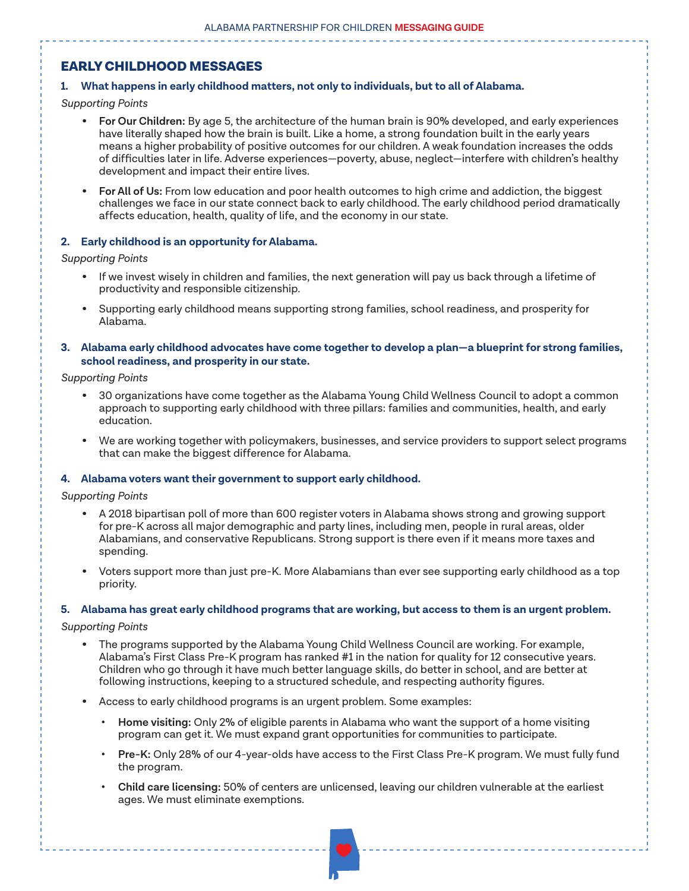## EARLY CHILDHOOD MESSAGES

### 1. What happens in early childhood matters, not only to individuals, but to all of Alabama.

*Supporting Points*

- **For Our Children:** By age 5, the architecture of the human brain is 90% developed, and early experiences have literally shaped how the brain is built. Like a home, a strong foundation built in the early years means a higher probability of positive outcomes for our children. A weak foundation increases the odds of difficulties later in life. Adverse experiences—poverty, abuse, neglect—interfere with children's healthy development and impact their entire lives.
- **For All of Us:** From low education and poor health outcomes to high crime and addiction, the biggest challenges we face in our state connect back to early childhood. The early childhood period dramatically affects education, health, quality of life, and the economy in our state.

### 2. Early childhood is an opportunity for Alabama.

*Supporting Points*

- If we invest wisely in children and families, the next generation will pay us back through a lifetime of productivity and responsible citizenship.
- Supporting early childhood means supporting strong families, school readiness, and prosperity for Alabama.

### 3. Alabama early childhood advocates have come together to develop a plan—a blueprint for strong families, school readiness, and prosperity in our state.

*Supporting Points*

- 30 organizations have come together as the Alabama Young Child Wellness Council to adopt a common approach to supporting early childhood with three pillars: families and communities, health, and early education.
- We are working together with policymakers, businesses, and service providers to support select programs that can make the biggest difference for Alabama.

### 4. Alabama voters want their government to support early childhood.

*Supporting Points*

- A 2018 bipartisan poll of more than 600 register voters in Alabama shows strong and growing support for pre-K across all major demographic and party lines, including men, people in rural areas, older Alabamians, and conservative Republicans. Strong support is there even if it means more taxes and spending.
- Voters support more than just pre-K. More Alabamians than ever see supporting early childhood as a top priority.

### 5. Alabama has great early childhood programs that are working, but access to them is an urgent problem.

*Supporting Points*

- The programs supported by the Alabama Young Child Wellness Council are working. For example, Alabama's First Class Pre-K program has ranked #1 in the nation for quality for 12 consecutive years. Children who go through it have much better language skills, do better in school, and are better at following instructions, keeping to a structured schedule, and respecting authority figures.
- Access to early childhood programs is an urgent problem. Some examples:
  - **Home visiting:** Only 2% of eligible parents in Alabama who want the support of a home visiting program can get it. We must expand grant opportunities for communities to participate.
  - **Pre-K:** Only 28% of our 4-year-olds have access to the First Class Pre-K program. We must fully fund the program.
  - **Child care licensing:** 50% of centers are unlicensed, leaving our children vulnerable at the earliest ages. We must eliminate exemptions.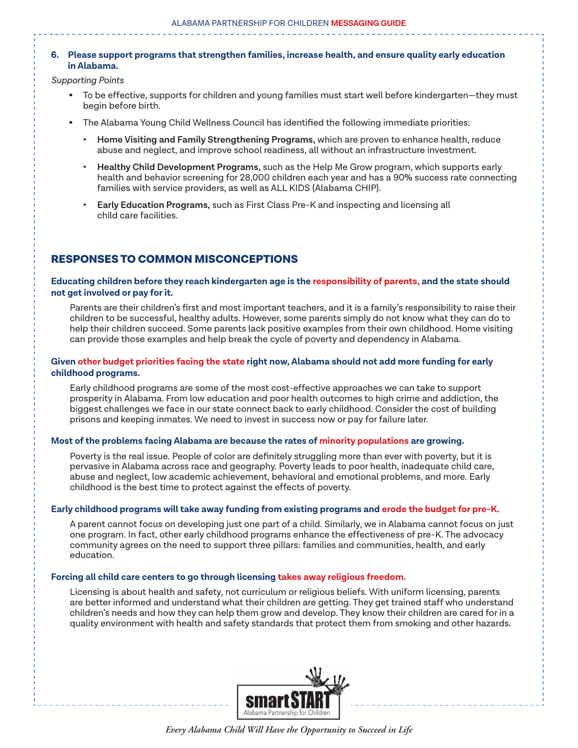**6. Please support programs that strengthen families, increase health, and ensure quality early education in Alabama.**

*Supporting Points*

- To be effective, supports for children and young families must start well before kindergarten—they must begin before birth.
- The Alabama Young Child Wellness Council has identified the following immediate priorities:
    - **Home Visiting and Family Strengthening Programs,** which are proven to enhance health, reduce abuse and neglect, and improve school readiness, all without an infrastructure investment.
    - **Healthy Child Development Programs,** such as the Help Me Grow program, which supports early health and behavior screening for 28,000 children each year and has a 90% success rate connecting families with service providers, as well as ALL KIDS (Alabama CHIP).
    - **Early Education Programs,** such as First Class Pre-K and inspecting and licensing all child care facilities.

## RESPONSES TO COMMON MISCONCEPTIONS

**Educating children before they reach kindergarten age is the responsibility of parents, and the state should not get involved or pay for it.**

Parents are their children's first and most important teachers, and it is a family's responsibility to raise their children to be successful, healthy adults. However, some parents simply do not know what they can do to help their children succeed. Some parents lack positive examples from their own childhood. Home visiting can provide those examples and help break the cycle of poverty and dependency in Alabama.

**Given other budget priorities facing the state right now, Alabama should not add more funding for early childhood programs.**

Early childhood programs are some of the most cost-effective approaches we can take to support prosperity in Alabama. From low education and poor health outcomes to high crime and addiction, the biggest challenges we face in our state connect back to early childhood. Consider the cost of building prisons and keeping inmates. We need to invest in success now or pay for failure later.

**Most of the problems facing Alabama are because the rates of minority populations are growing.**

Poverty is the real issue. People of color are definitely struggling more than ever with poverty, but it is pervasive in Alabama across race and geography. Poverty leads to poor health, inadequate child care, abuse and neglect, low academic achievement, behavioral and emotional problems, and more. Early childhood is the best time to protect against the effects of poverty.

**Early childhood programs will take away funding from existing programs and erode the budget for pre-K.**

A parent cannot focus on developing just one part of a child. Similarly, we in Alabama cannot focus on just one program. In fact, other early childhood programs enhance the effectiveness of pre-K. The advocacy community agrees on the need to support three pillars: families and communities, health, and early education.

**Forcing all child care centers to go through licensing takes away religious freedom.**

Licensing is about health and safety, not curriculum or religious beliefs. With uniform licensing, parents are better informed and understand what their children are getting. They get trained staff who understand children's needs and how they can help them grow and develop. They know their children are cared for in a quality environment with health and safety standards that protect them from smoking and other hazards.

smartSTART
Alabama Partnership for Children

*Every Alabama Child Will Have the Opportunity to Succeed in Life*